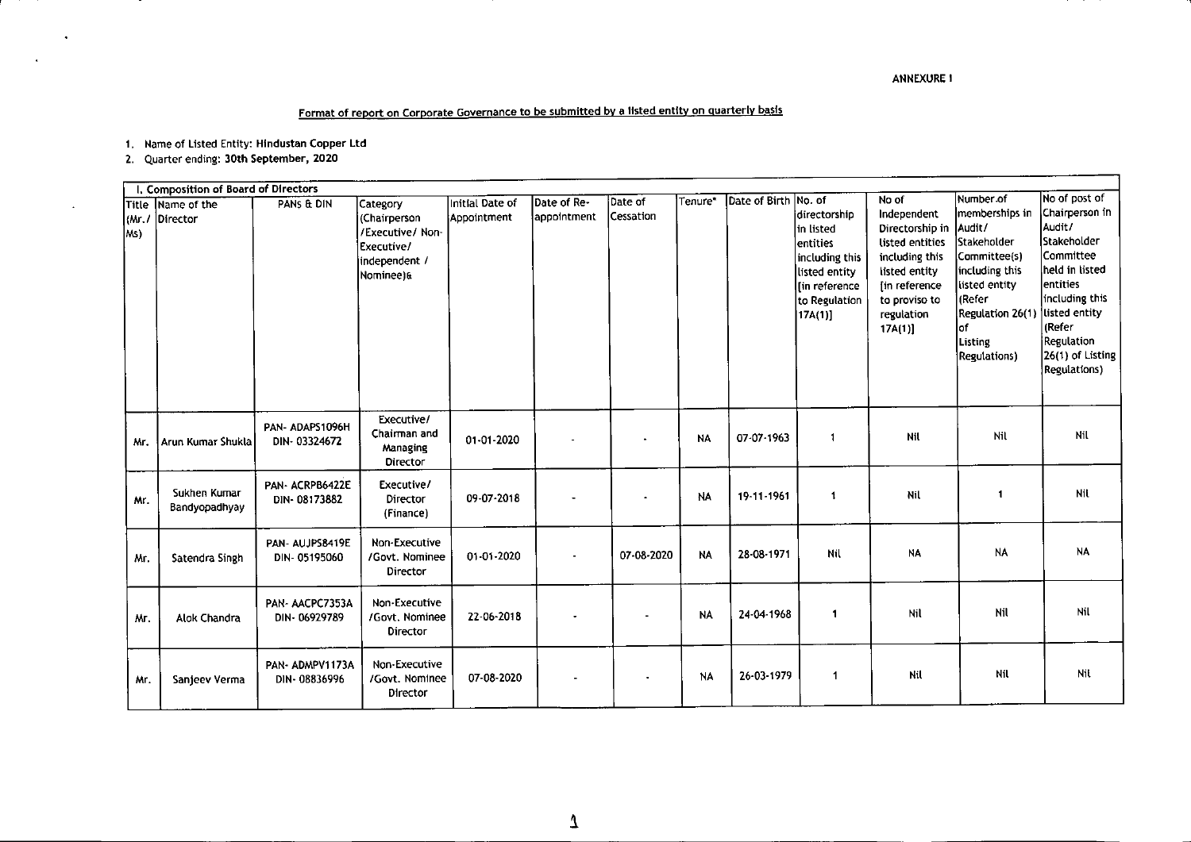ANNEXURE I

## Format of report on Corporate Governance to be submitted by a listed entity on quarterly basis

1. Name of Listed Entity: Hindustan Copper Ltd
2. Quarter ending: 30th September, 2020

| I. Composition of Board of Directors | | | | | | | | | | | | |
|---|---|---|---|---|---|---|---|---|---|---|---|---|
| Title (Mr./ Ms) | Name of the Director | PANs & DIN | Category (Chairperson /Executive/ Non-Executive/ independent / Nominee)& | Initial Date of Appointment | Date of Re-appointment | Date of Cessation | Tenure* | Date of Birth | No. of directorship in listed entities including this listed entity [in reference to Regulation 17A(1)] | No of Independent Directorship in listed entities including this listed entity [in reference to proviso to regulation 17A(1)] | Number of memberships in Audit/ Stakeholder Committee(s) including this listed entity (Refer Regulation 26(1) of Listing Regulations) | No of post of Chairperson in Audit/ Stakeholder Committee held in listed entities including this listed entity (Refer Regulation 26(1) of Listing Regulations) |
| Mr. | Arun Kumar Shukla | PAN- ADAPS1096H DIN- 03324672 | Executive/ Chairman and Managing Director | 01-01-2020 | - | - | NA | 07-07-1963 | 1 | Nil | Nil | Nil |
| Mr. | Sukhen Kumar Bandyopadhyay | PAN- ACRPB6422E DIN- 08173882 | Executive/ Director (Finance) | 09-07-2018 | - | - | NA | 19-11-1961 | 1 | Nil | 1 | Nil |
| Mr. | Satendra Singh | PAN- AUJPS8419E DIN- 05195060 | Non-Executive /Govt. Nominee Director | 01-01-2020 | - | 07-08-2020 | NA | 28-08-1971 | Nil | NA | NA | NA |
| Mr. | Alok Chandra | PAN- AACPC7353A DIN- 06929789 | Non-Executive /Govt. Nominee Director | 22-06-2018 | - | - | NA | 24-04-1968 | 1 | Nil | Nil | Nil |
| Mr. | Sanjeev Verma | PAN- ADMPV1173A DIN- 08836996 | Non-Executive /Govt. Nominee Director | 07-08-2020 | - | - | NA | 26-03-1979 | 1 | Nil | Nil | Nil |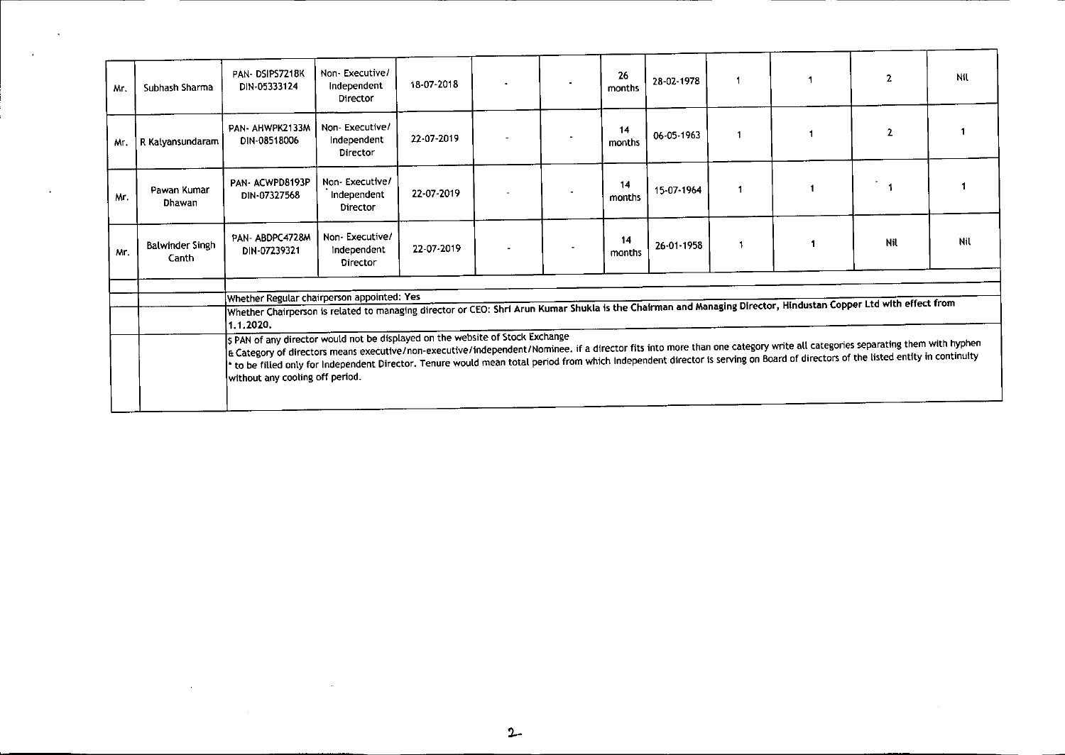| | | | | | | | | | | | | |
|---|---|---|---|---|---|---|---|---|---|---|---|---|
| Mr. | Subhash Sharma | PAN- DSIPS7218K DIN-05333124 | Non- Executive/ Independent Director | 18-07-2018 | - | - | 26 months | 28-02-1978 | 1 | 1 | 2 | Nil |
| Mr. | R Kalyansundaram | PAN- AHWPK2133M DIN-08518006 | Non- Executive/ Independent Director | 22-07-2019 | - | - | 14 months | 06-05-1963 | 1 | 1 | 2 | 1 |
| Mr. | Pawan Kumar Dhawan | PAN- ACWPD8193P DIN-07327568 | Non- Executive/ Independent Director | 22-07-2019 | - | - | 14 months | 15-07-1964 | 1 | 1 | 1 | 1 |
| Mr. | Balwinder Singh Canth | PAN- ABDPC4728M DIN-07239321 | Non- Executive/ Independent Director | 22-07-2019 | - | - | 14 months | 26-01-1958 | 1 | 1 | Nil | Nil |

Whether Regular chairperson appointed: Yes

Whether Chairperson is related to managing director or CEO: Shri Arun Kumar Shukla is the Chairman and Managing Director, Hindustan Copper Ltd with effect from 1.1.2020.

$ PAN of any director would not be displayed on the website of Stock Exchange

& Category of directors means executive/non-executive/independent/Nominee. if a director fits into more than one category write all categories separating them with hyphen

* to be filled only for Independent Director. Tenure would mean total period from which Independent director is serving on Board of directors of the listed entity in continuity without any cooling off period.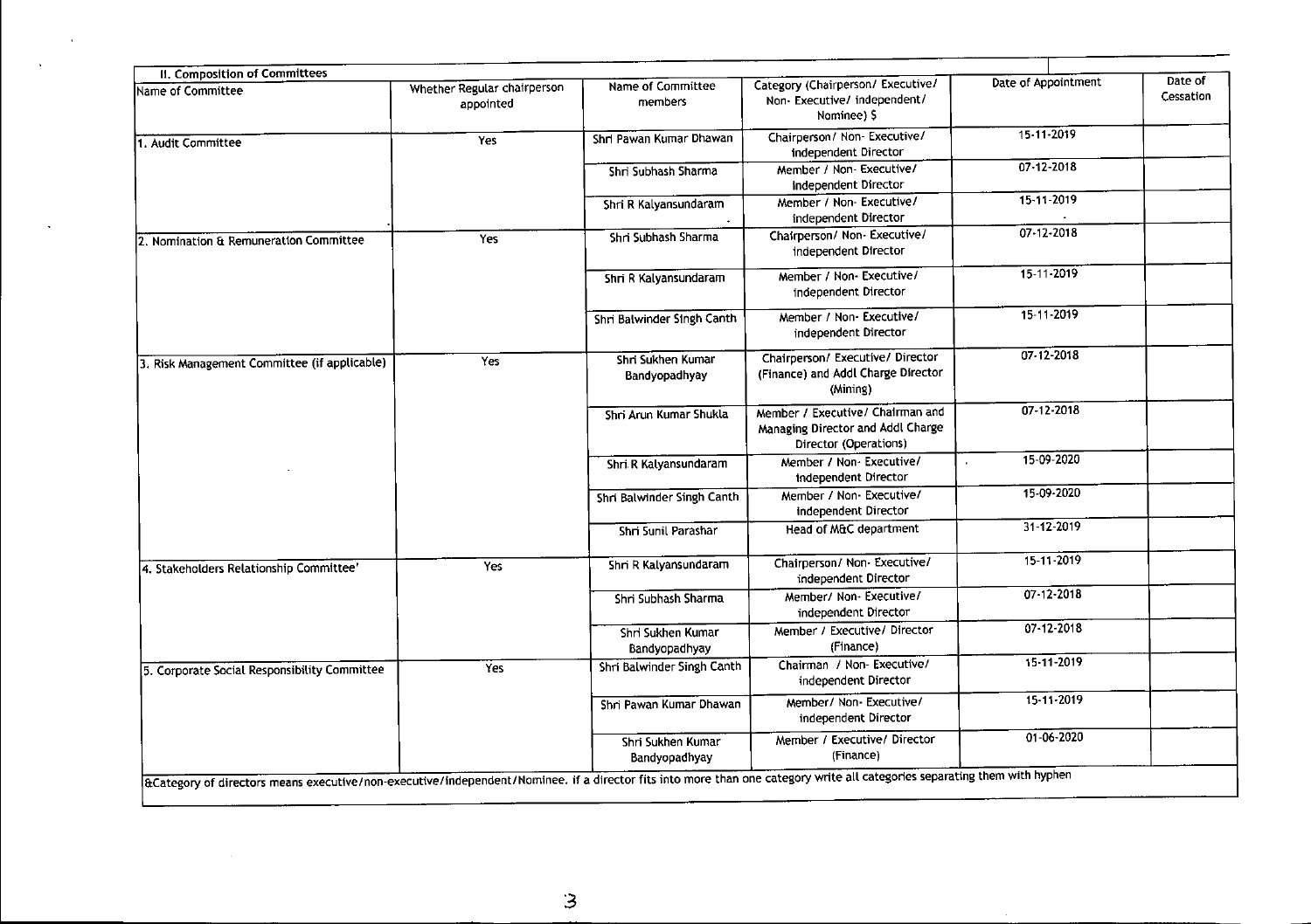## II. Composition of Committees

| Name of Committee | Whether Regular chairperson appointed | Name of Committee members | Category (Chairperson/ Executive/ Non- Executive/ independent/ Nominee) $ | Date of Appointment | Date of Cessation |
|---|---|---|---|---|---|
| 1. Audit Committee | Yes | Shri Pawan Kumar Dhawan | Chairperson/ Non- Executive/ independent Director | 15-11-2019 | |
| | | Shri Subhash Sharma | Member / Non- Executive/ independent Director | 07-12-2018 | |
| | | Shri R Kalyansundaram | Member / Non- Executive/ independent Director | 15-11-2019 | |
| 2. Nomination & Remuneration Committee | Yes | Shri Subhash Sharma | Chairperson/ Non- Executive/ independent Director | 07-12-2018 | |
| | | Shri R Kalyansundaram | Member / Non- Executive/ independent Director | 15-11-2019 | |
| | | Shri Balwinder Singh Canth | Member / Non- Executive/ independent Director | 15-11-2019 | |
| 3. Risk Management Committee (if applicable) | Yes | Shri Sukhen Kumar Bandyopadhyay | Chairperson/ Executive/ Director (Finance) and Addl Charge Director (Mining) | 07-12-2018 | |
| | | Shri Arun Kumar Shukla | Member / Executive/ Chairman and Managing Director and Addl Charge Director (Operations) | 07-12-2018 | |
| | | Shri R Kalyansundaram | Member / Non- Executive/ independent Director | 15-09-2020 | |
| | | Shri Balwinder Singh Canth | Member / Non- Executive/ independent Director | 15-09-2020 | |
| | | Shri Sunil Parashar | Head of M&C department | 31-12-2019 | |
| 4. Stakeholders Relationship Committee' | Yes | Shri R Kalyansundaram | Chairperson/ Non- Executive/ independent Director | 15-11-2019 | |
| | | Shri Subhash Sharma | Member/ Non- Executive/ independent Director | 07-12-2018 | |
| | | Shri Sukhen Kumar Bandyopadhyay | Member / Executive/ Director (Finance) | 07-12-2018 | |
| 5. Corporate Social Responsibility Committee | Yes | Shri Balwinder Singh Canth | Chairman / Non- Executive/ independent Director | 15-11-2019 | |
| | | Shri Pawan Kumar Dhawan | Member/ Non- Executive/ independent Director | 15-11-2019 | |
| | | Shri Sukhen Kumar Bandyopadhyay | Member / Executive/ Director (Finance) | 01-06-2020 | |

&Category of directors means executive/non-executive/independent/Nominee. if a director fits into more than one category write all categories separating them with hyphen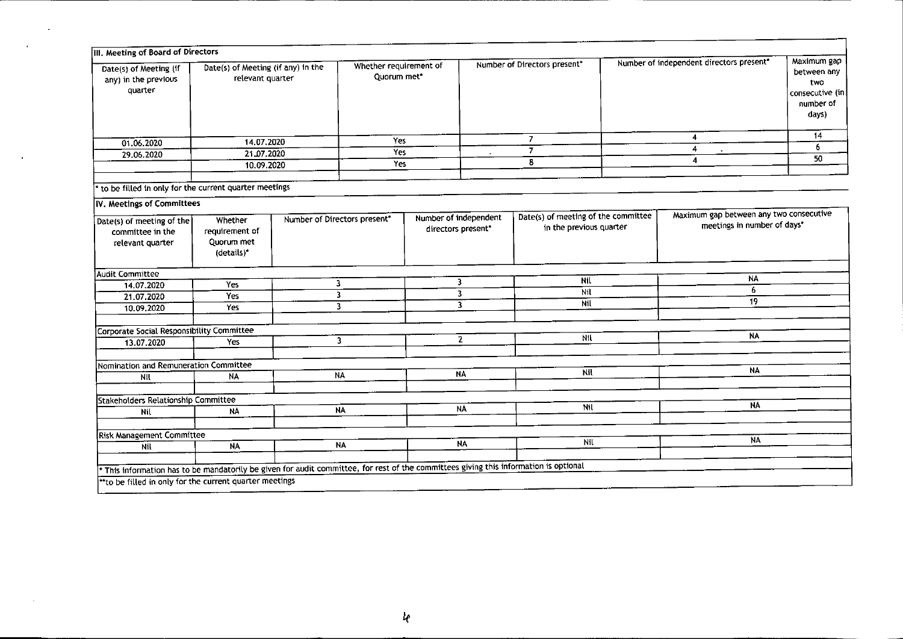| III. Meeting of Board of Directors | | | | | |
|---|---|---|---|---|---|
| Date(s) of Meeting (if any) in the previous quarter | Date(s) of Meeting (if any) in the relevant quarter | Whether requirement of Quorum met* | Number of Directors present* | Number of independent directors present* | Maximum gap between any two consecutive (in number of days) |
| 01.06.2020 | 14.07.2020 | Yes | 7 | 4 | 14 |
| 29.06.2020 | 21.07.2020 | Yes | 7 | 4 | 6 |
| | 10.09.2020 | Yes | 8 | 4 | 50 |

* to be filled in only for the current quarter meetings

| IV. Meetings of Committees | | | | | |
|---|---|---|---|---|---|
| Date(s) of meeting of the committee in the relevant quarter | Whether requirement of Quorum met (details)* | Number of Directors present* | Number of independent directors present* | Date(s) of meeting of the committee in the previous quarter | Maximum gap between any two consecutive meetings in number of days* |
| **Audit Committee** | | | | | |
| 14.07.2020 | Yes | 3 | 3 | Nil | NA |
| 21.07.2020 | Yes | 3 | 3 | Nil | 6 |
| 10.09.2020 | Yes | 3 | 3 | Nil | 19 |
| **Corporate Social Responsibility Committee** | | | | | |
| 13.07.2020 | Yes | 3 | 2 | Nil | NA |
| **Nomination and Remuneration Committee** | | | | | |
| Nil | NA | NA | NA | Nil | NA |
| **Stakeholders Relationship Committee** | | | | | |
| Nil | NA | NA | NA | Nil | NA |
| **Risk Management Committee** | | | | | |
| Nil | NA | NA | NA | Nil | NA |

* This information has to be mandatorily be given for audit committee, for rest of the committees giving this information is optional

**to be filled in only for the current quarter meetings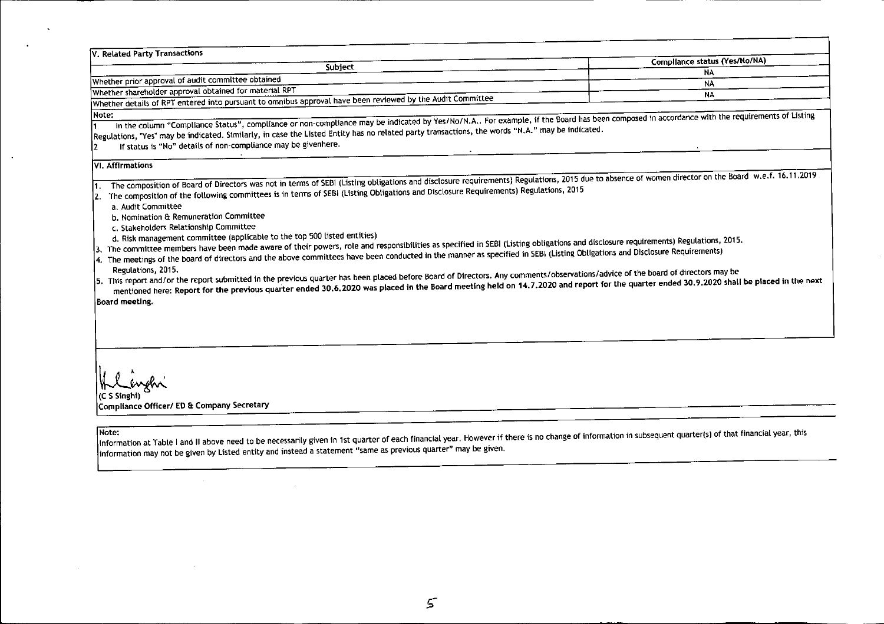## V. Related Party Transactions

| Subject | Compliance status (Yes/No/NA) |
|---|---|
| Whether prior approval of audit committee obtained | NA |
| Whether shareholder approval obtained for material RPT | NA |
| Whether details of RPT entered into pursuant to omnibus approval have been reviewed by the Audit Committee | NA |

**Note:**

1 In the column "Compliance Status", compliance or non-compliance may be indicated by Yes/No/N.A.. For example, if the Board has been composed in accordance with the requirements of Listing Regulations, "Yes" may be indicated. Similarly, in case the Listed Entity has no related party transactions, the words "N.A." may be indicated.

2 If status is "No" details of non-compliance may be givenhere.

## VI. Affirmations

1. The composition of Board of Directors was not in terms of SEBI (Listing obligations and disclosure requirements) Regulations, 2015 due to absence of women director on the Board w.e.f. 16.11.2019
2. The composition of the following committees is in terms of SEBI (Listing Obligations and Disclosure Requirements) Regulations, 2015
   a. Audit Committee
   b. Nomination & Remuneration Committee
   c. Stakeholders Relationship Committee
   d. Risk management committee (applicable to the top 500 listed entities)
3. The committee members have been made aware of their powers, role and responsibilities as specified in SEBI (Listing obligations and disclosure requirements) Regulations, 2015.
4. The meetings of the board of directors and the above committees have been conducted in the manner as specified in SEBI (Listing Obligations and Disclosure Requirements) Regulations, 2015.
5. This report and/or the report submitted in the previous quarter has been placed before Board of Directors. Any comments/observations/advice of the board of directors may be mentioned here: **Report for the previous quarter ended 30.6.2020 was placed in the Board meeting held on 14.7.2020 and report for the quarter ended 30.9.2020 shall be placed in the next Board meeting.**

(C S Singhi)
**Compliance Officer/ ED & Company Secretary**

**Note:**
Information at Table I and II above need to be necessarily given in 1st quarter of each financial year. However if there is no change of information in subsequent quarter(s) of that financial year, this information may not be given by Listed entity and instead a statement "same as previous quarter" may be given.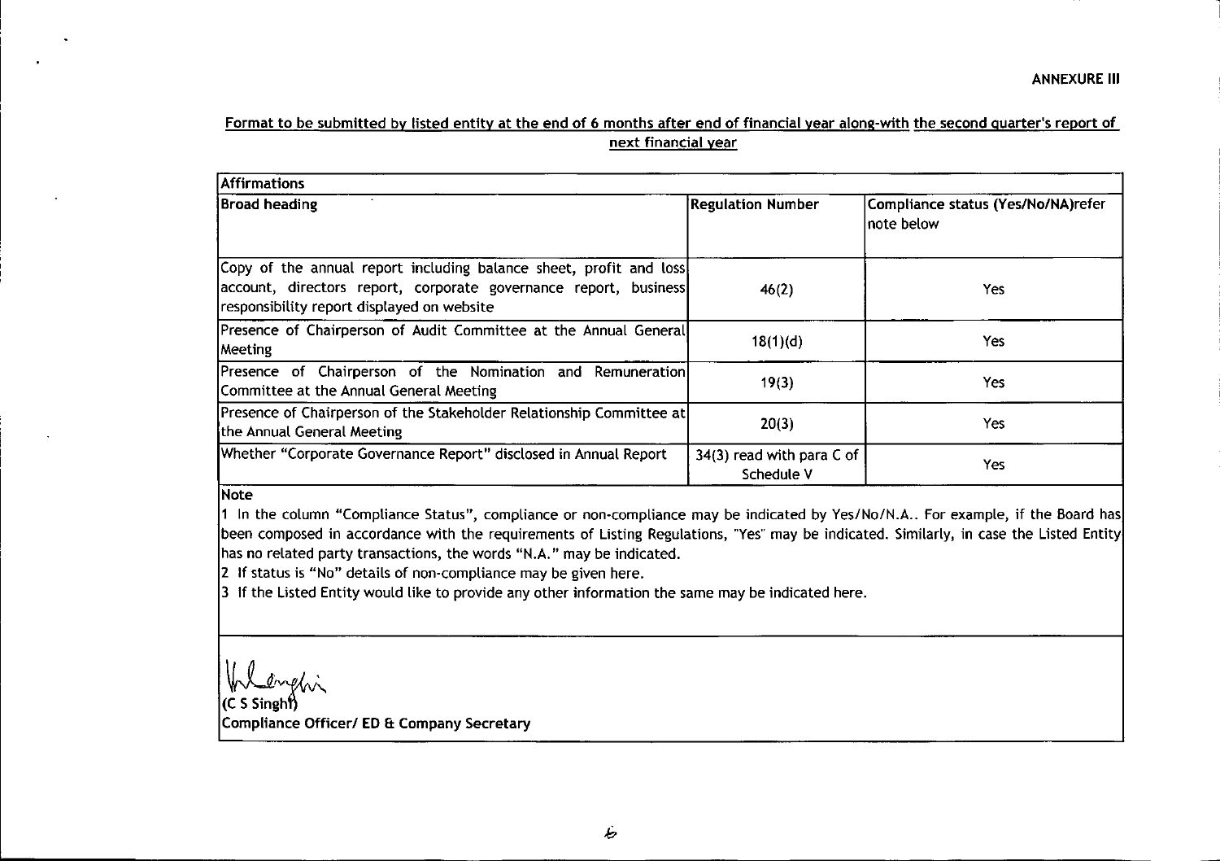ANNEXURE III

**Format to be submitted by listed entity at the end of 6 months after end of financial year along-with the second quarter's report of next financial year**

| Affirmations | | |
|---|---|---|
| **Broad heading** | **Regulation Number** | **Compliance status (Yes/No/NA)refer note below** |
| Copy of the annual report including balance sheet, profit and loss account, directors report, corporate governance report, business responsibility report displayed on website | 46(2) | Yes |
| Presence of Chairperson of Audit Committee at the Annual General Meeting | 18(1)(d) | Yes |
| Presence of Chairperson of the Nomination and Remuneration Committee at the Annual General Meeting | 19(3) | Yes |
| Presence of Chairperson of the Stakeholder Relationship Committee at the Annual General Meeting | 20(3) | Yes |
| Whether "Corporate Governance Report" disclosed in Annual Report | 34(3) read with para C of Schedule V | Yes |

**Note**

1 In the column "Compliance Status", compliance or non-compliance may be indicated by Yes/No/N.A.. For example, if the Board has been composed in accordance with the requirements of Listing Regulations, "Yes" may be indicated. Similarly, in case the Listed Entity has no related party transactions, the words "N.A." may be indicated.

2 If status is "No" details of non-compliance may be given here.

3 If the Listed Entity would like to provide any other information the same may be indicated here.

(C S Singhi)
**Compliance Officer/ ED & Company Secretary**